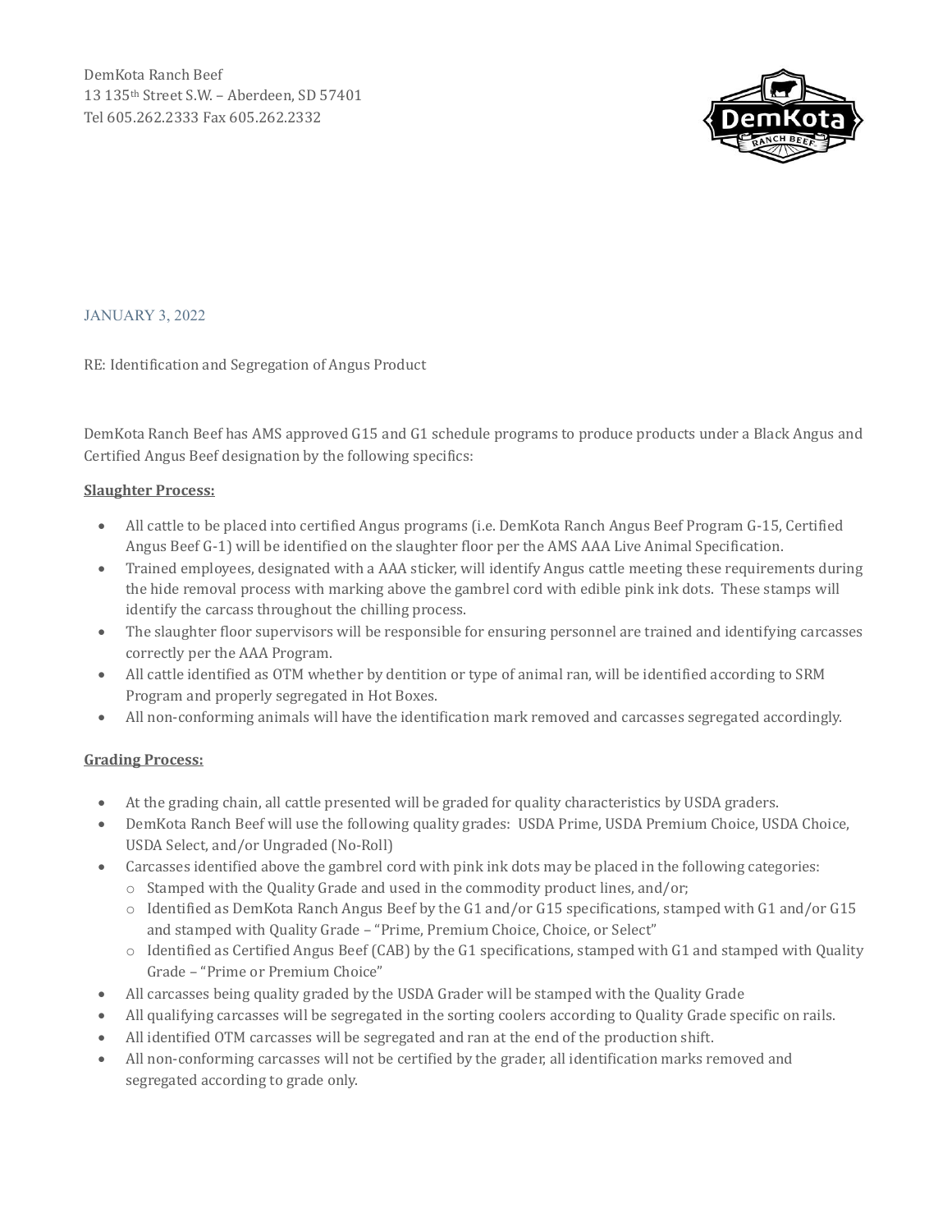DemKota Ranch Beef
13 135th Street S.W. – Aberdeen, SD 57401
Tel 605.262.2333 Fax 605.262.2332

JANUARY 3, 2022

RE: Identification and Segregation of Angus Product

DemKota Ranch Beef has AMS approved G15 and G1 schedule programs to produce products under a Black Angus and Certified Angus Beef designation by the following specifics:

**Slaughter Process:**

- All cattle to be placed into certified Angus programs (i.e. DemKota Ranch Angus Beef Program G-15, Certified Angus Beef G-1) will be identified on the slaughter floor per the AMS AAA Live Animal Specification.
- Trained employees, designated with a AAA sticker, will identify Angus cattle meeting these requirements during the hide removal process with marking above the gambrel cord with edible pink ink dots. These stamps will identify the carcass throughout the chilling process.
- The slaughter floor supervisors will be responsible for ensuring personnel are trained and identifying carcasses correctly per the AAA Program.
- All cattle identified as OTM whether by dentition or type of animal ran, will be identified according to SRM Program and properly segregated in Hot Boxes.
- All non-conforming animals will have the identification mark removed and carcasses segregated accordingly.

**Grading Process:**

- At the grading chain, all cattle presented will be graded for quality characteristics by USDA graders.
- DemKota Ranch Beef will use the following quality grades: USDA Prime, USDA Premium Choice, USDA Choice, USDA Select, and/or Ungraded (No-Roll)
- Carcasses identified above the gambrel cord with pink ink dots may be placed in the following categories:
  - Stamped with the Quality Grade and used in the commodity product lines, and/or;
  - Identified as DemKota Ranch Angus Beef by the G1 and/or G15 specifications, stamped with G1 and/or G15 and stamped with Quality Grade – "Prime, Premium Choice, Choice, or Select"
  - Identified as Certified Angus Beef (CAB) by the G1 specifications, stamped with G1 and stamped with Quality Grade – "Prime or Premium Choice"
- All carcasses being quality graded by the USDA Grader will be stamped with the Quality Grade
- All qualifying carcasses will be segregated in the sorting coolers according to Quality Grade specific on rails.
- All identified OTM carcasses will be segregated and ran at the end of the production shift.
- All non-conforming carcasses will not be certified by the grader, all identification marks removed and segregated according to grade only.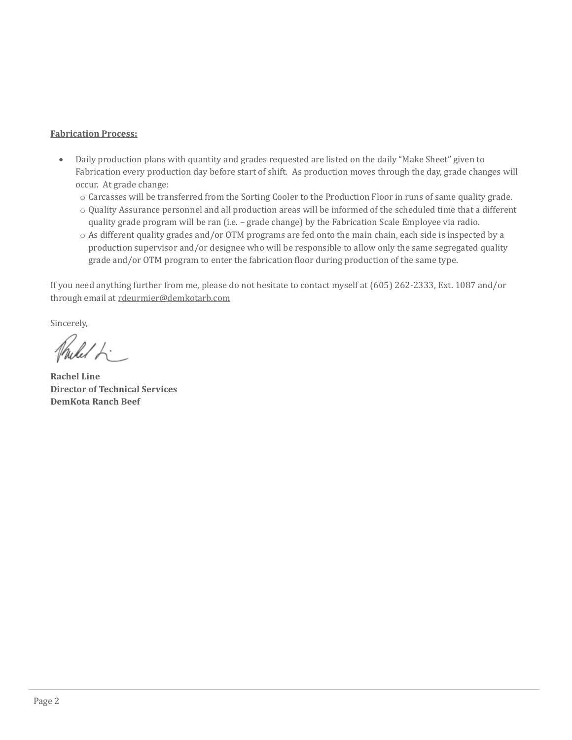**Fabrication Process:**

- Daily production plans with quantity and grades requested are listed on the daily "Make Sheet" given to Fabrication every production day before start of shift. As production moves through the day, grade changes will occur. At grade change:
  - Carcasses will be transferred from the Sorting Cooler to the Production Floor in runs of same quality grade.
  - Quality Assurance personnel and all production areas will be informed of the scheduled time that a different quality grade program will be ran (i.e. – grade change) by the Fabrication Scale Employee via radio.
  - As different quality grades and/or OTM programs are fed onto the main chain, each side is inspected by a production supervisor and/or designee who will be responsible to allow only the same segregated quality grade and/or OTM program to enter the fabrication floor during production of the same type.

If you need anything further from me, please do not hesitate to contact myself at (605) 262-2333, Ext. 1087 and/or through email at rdeurmier@demkotarb.com

Sincerely,

**Rachel Line**
**Director of Technical Services**
**DemKota Ranch Beef**